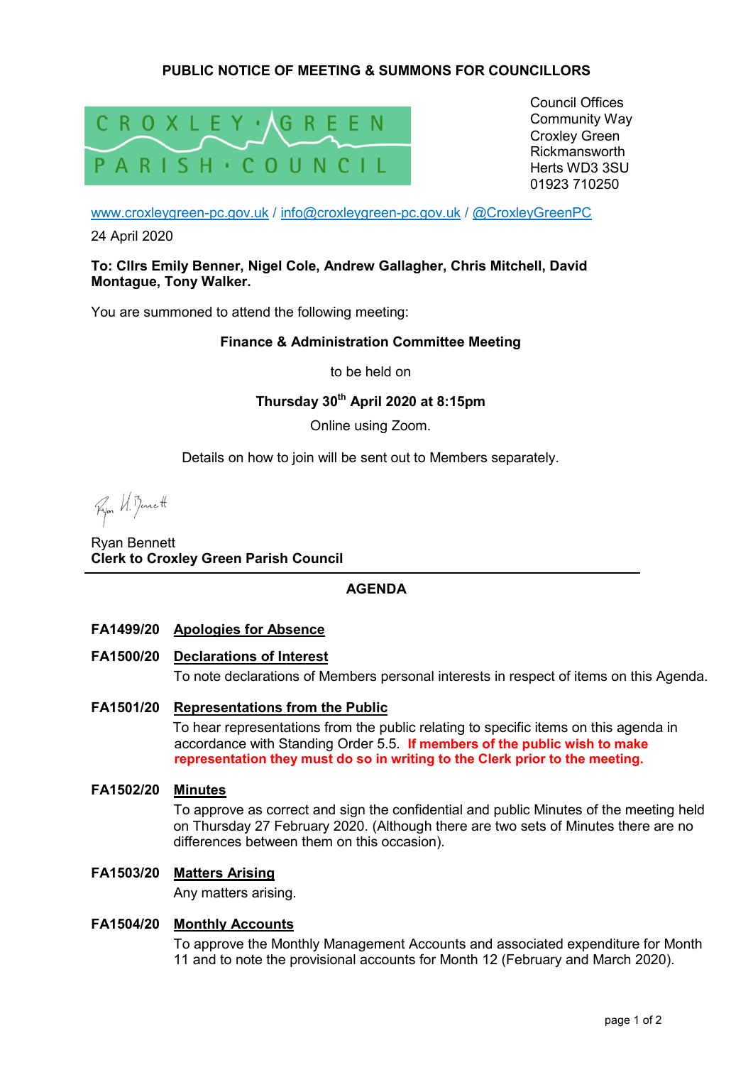# PUBLIC NOTICE OF MEETING & SUMMONS FOR COUNCILLORS

CROXLEY GREEN PARISH COUNCIL

Council Offices
Community Way
Croxley Green
Rickmansworth
Herts WD3 3SU
01923 710250

www.croxleygreen-pc.gov.uk / info@croxleygreen-pc.gov.uk / @CroxleyGreenPC

24 April 2020

**To: Cllrs Emily Benner, Nigel Cole, Andrew Gallagher, Chris Mitchell, David Montague, Tony Walker.**

You are summoned to attend the following meeting:

**Finance & Administration Committee Meeting**

to be held on

**Thursday 30th April 2020 at 8:15pm**

Online using Zoom.

Details on how to join will be sent out to Members separately.

Ryan Bennett
**Clerk to Croxley Green Parish Council**

---

## AGENDA

**FA1499/20 Apologies for Absence**

**FA1500/20 Declarations of Interest**

To note declarations of Members personal interests in respect of items on this Agenda.

**FA1501/20 Representations from the Public**

To hear representations from the public relating to specific items on this agenda in accordance with Standing Order 5.5. **If members of the public wish to make representation they must do so in writing to the Clerk prior to the meeting.**

**FA1502/20 Minutes**

To approve as correct and sign the confidential and public Minutes of the meeting held on Thursday 27 February 2020. (Although there are two sets of Minutes there are no differences between them on this occasion).

**FA1503/20 Matters Arising**

Any matters arising.

**FA1504/20 Monthly Accounts**

To approve the Monthly Management Accounts and associated expenditure for Month 11 and to note the provisional accounts for Month 12 (February and March 2020).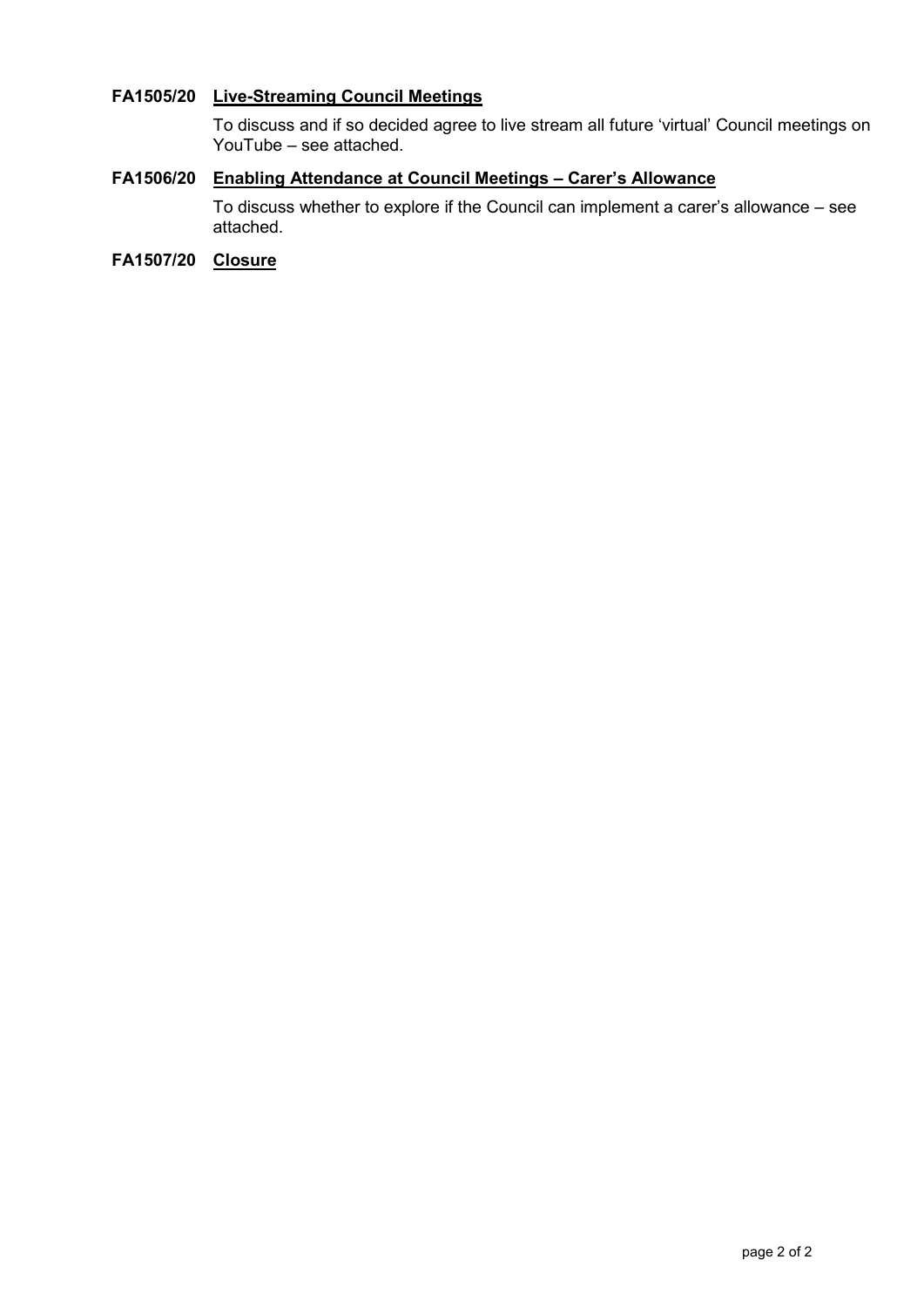**FA1505/20 Live-Streaming Council Meetings**

To discuss and if so decided agree to live stream all future 'virtual' Council meetings on YouTube – see attached.

**FA1506/20 Enabling Attendance at Council Meetings – Carer's Allowance**

To discuss whether to explore if the Council can implement a carer's allowance – see attached.

**FA1507/20 Closure**